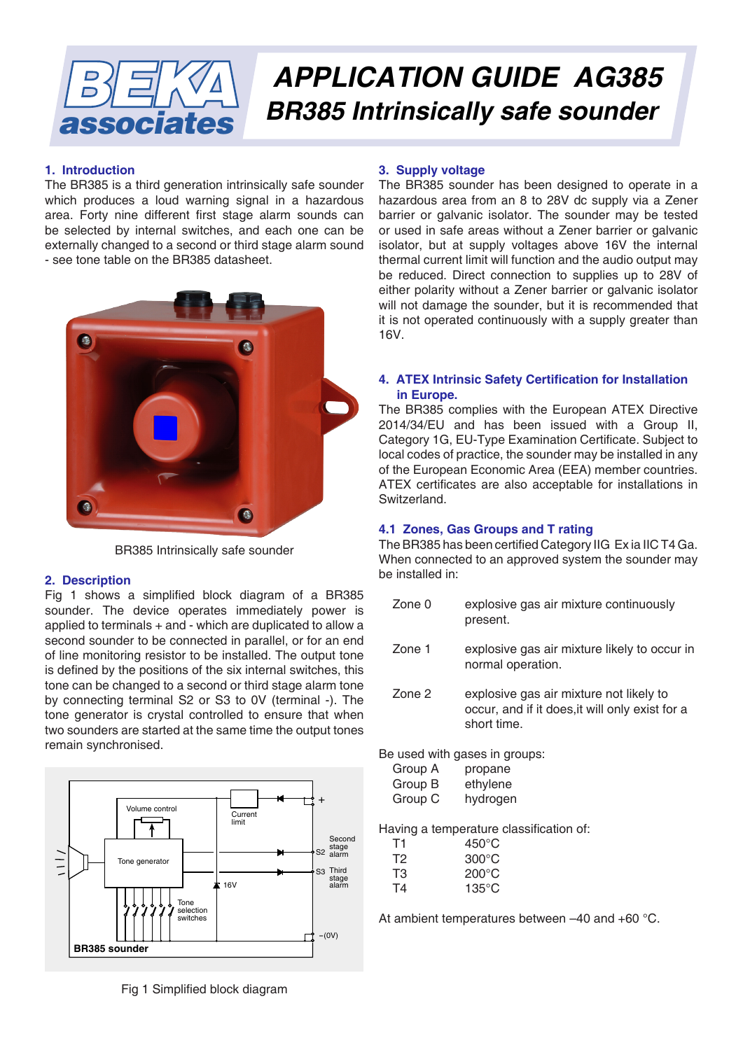# APPLICATION GUIDE AG385
## BR385 Intrinsically safe sounder

### 1. Introduction

The BR385 is a third generation intrinsically safe sounder which produces a loud warning signal in a hazardous area. Forty nine different first stage alarm sounds can be selected by internal switches, and each one can be externally changed to a second or third stage alarm sound - see tone table on the BR385 datasheet.

BR385 Intrinsically safe sounder

### 2. Description

Fig 1 shows a simplified block diagram of a BR385 sounder. The device operates immediately power is applied to terminals + and - which are duplicated to allow a second sounder to be connected in parallel, or for an end of line monitoring resistor to be installed. The output tone is defined by the positions of the six internal switches, this tone can be changed to a second or third stage alarm tone by connecting terminal S2 or S3 to 0V (terminal -). The tone generator is crystal controlled to ensure that when two sounders are started at the same time the output tones remain synchronised.

Fig 1 Simplified block diagram

### 3. Supply voltage

The BR385 sounder has been designed to operate in a hazardous area from an 8 to 28V dc supply via a Zener barrier or galvanic isolator. The sounder may be tested or used in safe areas without a Zener barrier or galvanic isolator, but at supply voltages above 16V the internal thermal current limit will function and the audio output may be reduced. Direct connection to supplies up to 28V of either polarity without a Zener barrier or galvanic isolator will not damage the sounder, but it is recommended that it is not operated continuously with a supply greater than 16V.

### 4. ATEX Intrinsic Safety Certification for Installation in Europe.

The BR385 complies with the European ATEX Directive 2014/34/EU and has been issued with a Group II, Category 1G, EU-Type Examination Certificate. Subject to local codes of practice, the sounder may be installed in any of the European Economic Area (EEA) member countries. ATEX certificates are also acceptable for installations in Switzerland.

### 4.1 Zones, Gas Groups and T rating

The BR385 has been certified Category IIG Ex ia IIC T4 Ga. When connected to an approved system the sounder may be installed in:

| | |
|---|---|
| Zone 0 | explosive gas air mixture continuously present. |
| Zone 1 | explosive gas air mixture likely to occur in normal operation. |
| Zone 2 | explosive gas air mixture not likely to occur, and if it does,it will only exist for a short time. |

Be used with gases in groups:

| | |
|---|---|
| Group A | propane |
| Group B | ethylene |
| Group C | hydrogen |

Having a temperature classification of:

| | |
|---|---|
| T1 | 450°C |
| T2 | 300°C |
| T3 | 200°C |
| T4 | 135°C |

At ambient temperatures between –40 and +60 °C.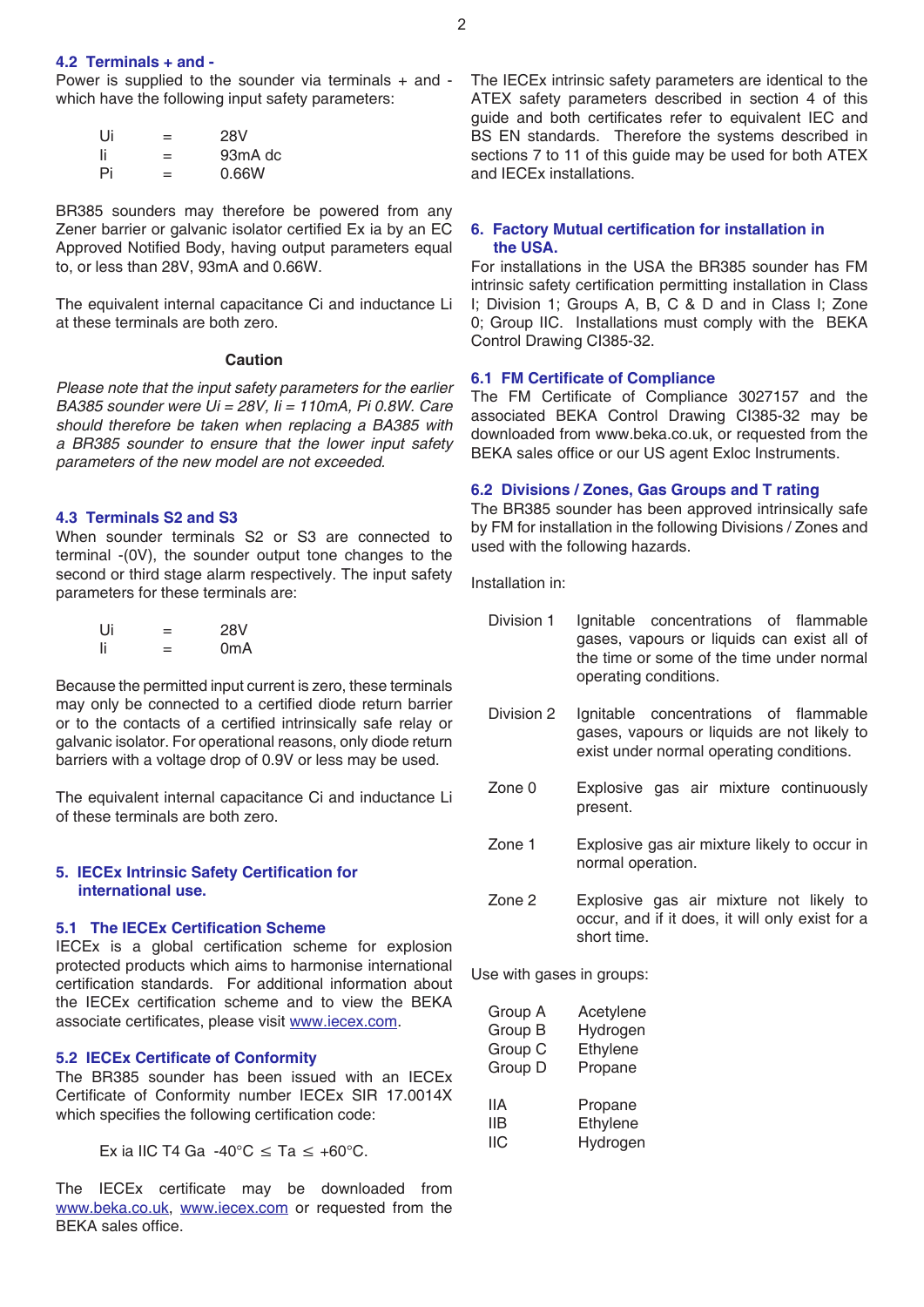### 4.2 Terminals + and -

Power is supplied to the sounder via terminals + and - which have the following input safety parameters:

| | | |
|---|---|---|
| Ui | = | 28V |
| Ii | = | 93mA dc |
| Pi | = | 0.66W |

BR385 sounders may therefore be powered from any Zener barrier or galvanic isolator certified Ex ia by an EC Approved Notified Body, having output parameters equal to, or less than 28V, 93mA and 0.66W.

The equivalent internal capacitance Ci and inductance Li at these terminals are both zero.

**Caution**

*Please note that the input safety parameters for the earlier BA385 sounder were Ui = 28V, Ii = 110mA, Pi 0.8W. Care should therefore be taken when replacing a BA385 with a BR385 sounder to ensure that the lower input safety parameters of the new model are not exceeded.*

### 4.3 Terminals S2 and S3

When sounder terminals S2 or S3 are connected to terminal -(0V), the sounder output tone changes to the second or third stage alarm respectively. The input safety parameters for these terminals are:

| | | |
|---|---|---|
| Ui | = | 28V |
| Ii | = | 0mA |

Because the permitted input current is zero, these terminals may only be connected to a certified diode return barrier or to the contacts of a certified intrinsically safe relay or galvanic isolator. For operational reasons, only diode return barriers with a voltage drop of 0.9V or less may be used.

The equivalent internal capacitance Ci and inductance Li of these terminals are both zero.

## 5. IECEx Intrinsic Safety Certification for international use.

### 5.1 The IECEx Certification Scheme

IECEx is a global certification scheme for explosion protected products which aims to harmonise international certification standards. For additional information about the IECEx certification scheme and to view the BEKA associate certificates, please visit www.iecex.com.

### 5.2 IECEx Certificate of Conformity

The BR385 sounder has been issued with an IECEx Certificate of Conformity number IECEx SIR 17.0014X which specifies the following certification code:

Ex ia IIC T4 Ga -40°C ≤ Ta ≤ +60°C.

The IECEx certificate may be downloaded from www.beka.co.uk, www.iecex.com or requested from the BEKA sales office.

The IECEx intrinsic safety parameters are identical to the ATEX safety parameters described in section 4 of this guide and both certificates refer to equivalent IEC and BS EN standards. Therefore the systems described in sections 7 to 11 of this guide may be used for both ATEX and IECEx installations.

## 6. Factory Mutual certification for installation in the USA.

For installations in the USA the BR385 sounder has FM intrinsic safety certification permitting installation in Class I; Division 1; Groups A, B, C & D and in Class I; Zone 0; Group IIC. Installations must comply with the BEKA Control Drawing CI385-32.

### 6.1 FM Certificate of Compliance

The FM Certificate of Compliance 3027157 and the associated BEKA Control Drawing CI385-32 may be downloaded from www.beka.co.uk, or requested from the BEKA sales office or our US agent Exloc Instruments.

### 6.2 Divisions / Zones, Gas Groups and T rating

The BR385 sounder has been approved intrinsically safe by FM for installation in the following Divisions / Zones and used with the following hazards.

Installation in:

| | |
|---|---|
| Division 1 | Ignitable concentrations of flammable gases, vapours or liquids can exist all of the time or some of the time under normal operating conditions. |
| Division 2 | Ignitable concentrations of flammable gases, vapours or liquids are not likely to exist under normal operating conditions. |
| Zone 0 | Explosive gas air mixture continuously present. |
| Zone 1 | Explosive gas air mixture likely to occur in normal operation. |
| Zone 2 | Explosive gas air mixture not likely to occur, and if it does, it will only exist for a short time. |

Use with gases in groups:

| | |
|---|---|
| Group A | Acetylene |
| Group B | Hydrogen |
| Group C | Ethylene |
| Group D | Propane |
| | |
| IIA | Propane |
| IIB | Ethylene |
| IIC | Hydrogen |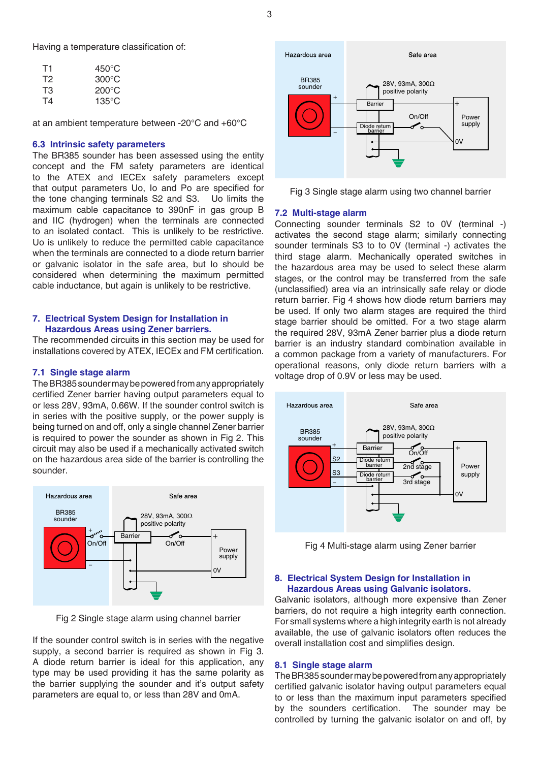Having a temperature classification of:

| | |
|---|---|
| T1 | 450°C |
| T2 | 300°C |
| T3 | 200°C |
| T4 | 135°C |

at an ambient temperature between -20°C and +60°C

### 6.3 Intrinsic safety parameters

The BR385 sounder has been assessed using the entity concept and the FM safety parameters are identical to the ATEX and IECEx safety parameters except that output parameters Uo, Io and Po are specified for the tone changing terminals S2 and S3. Uo limits the maximum cable capacitance to 390nF in gas group B and IIC (hydrogen) when the terminals are connected to an isolated contact. This is unlikely to be restrictive. Uo is unlikely to reduce the permitted cable capacitance when the terminals are connected to a diode return barrier or galvanic isolator in the safe area, but Io should be considered when determining the maximum permitted cable inductance, but again is unlikely to be restrictive.

## 7. Electrical System Design for Installation in Hazardous Areas using Zener barriers.

The recommended circuits in this section may be used for installations covered by ATEX, IECEx and FM certification.

### 7.1 Single stage alarm

The BR385 sounder may be powered from any appropriately certified Zener barrier having output parameters equal to or less 28V, 93mA, 0.66W. If the sounder control switch is in series with the positive supply, or the power supply is being turned on and off, only a single channel Zener barrier is required to power the sounder as shown in Fig 2. This circuit may also be used if a mechanically activated switch on the hazardous area side of the barrier is controlling the sounder.

Fig 2 Single stage alarm using channel barrier

If the sounder control switch is in series with the negative supply, a second barrier is required as shown in Fig 3. A diode return barrier is ideal for this application, any type may be used providing it has the same polarity as the barrier supplying the sounder and it's output safety parameters are equal to, or less than 28V and 0mA.

Fig 3 Single stage alarm using two channel barrier

### 7.2 Multi-stage alarm

Connecting sounder terminals S2 to 0V (terminal -) activates the second stage alarm; similarly connecting sounder terminals S3 to to 0V (terminal -) activates the third stage alarm. Mechanically operated switches in the hazardous area may be used to select these alarm stages, or the control may be transferred from the safe (unclassified) area via an intrinsically safe relay or diode return barrier. Fig 4 shows how diode return barriers may be used. If only two alarm stages are required the third stage barrier should be omitted. For a two stage alarm the required 28V, 93mA Zener barrier plus a diode return barrier is an industry standard combination available in a common package from a variety of manufacturers. For operational reasons, only diode return barriers with a voltage drop of 0.9V or less may be used.

Fig 4 Multi-stage alarm using Zener barrier

## 8. Electrical System Design for Installation in Hazardous Areas using Galvanic isolators.

Galvanic isolators, although more expensive than Zener barriers, do not require a high integrity earth connection. For small systems where a high integrity earth is not already available, the use of galvanic isolators often reduces the overall installation cost and simplifies design.

### 8.1 Single stage alarm

The BR385 sounder may be powered from any appropriately certified galvanic isolator having output parameters equal to or less than the maximum input parameters specified by the sounders certification. The sounder may be controlled by turning the galvanic isolator on and off, by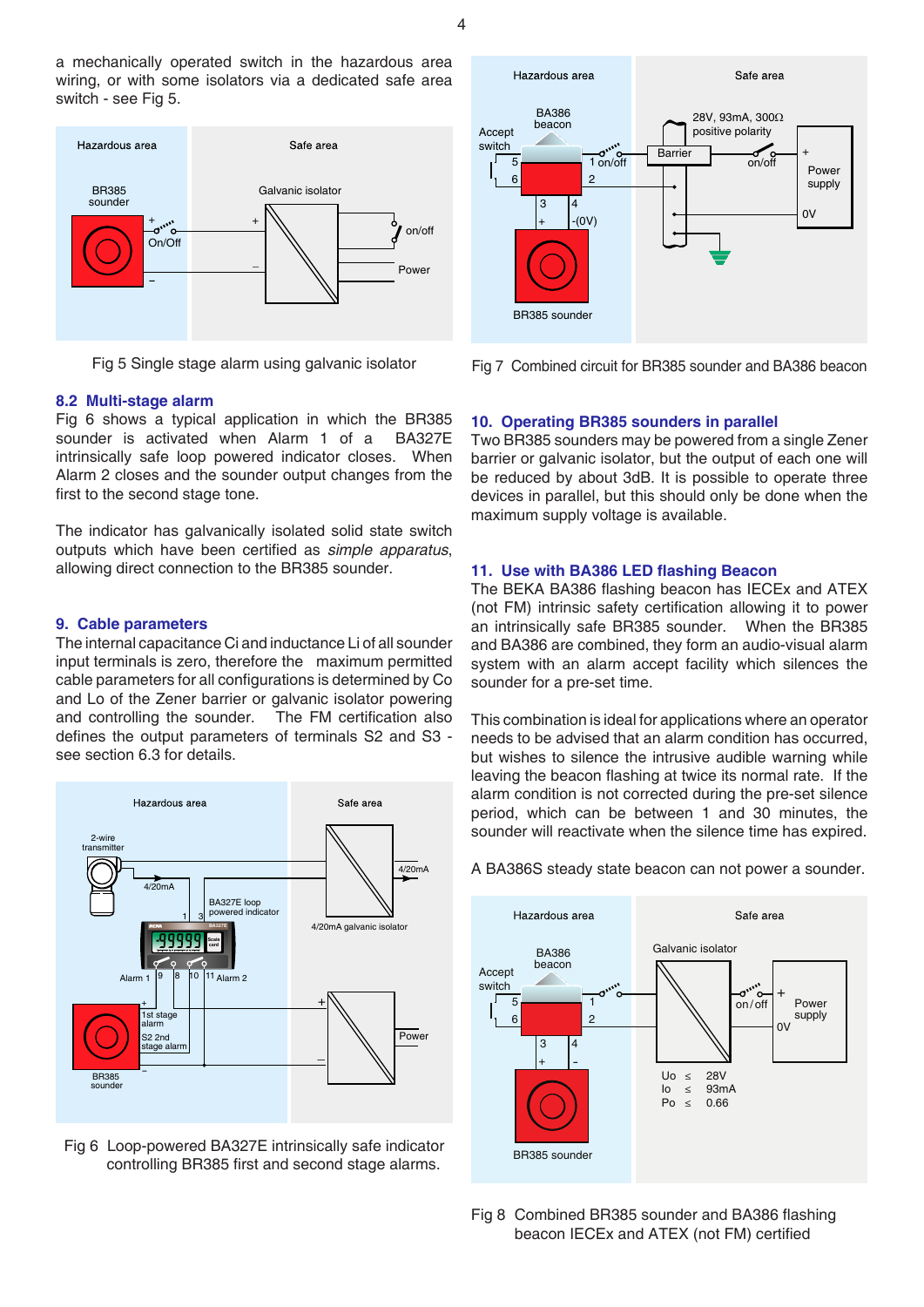a mechanically operated switch in the hazardous area wiring, or with some isolators via a dedicated safe area switch - see Fig 5.

Fig 5 Single stage alarm using galvanic isolator

## 8.2 Multi-stage alarm

Fig 6 shows a typical application in which the BR385 sounder is activated when Alarm 1 of a BA327E intrinsically safe loop powered indicator closes. When Alarm 2 closes and the sounder output changes from the first to the second stage tone.

The indicator has galvanically isolated solid state switch outputs which have been certified as *simple apparatus*, allowing direct connection to the BR385 sounder.

## 9. Cable parameters

The internal capacitance Ci and inductance Li of all sounder input terminals is zero, therefore the maximum permitted cable parameters for all configurations is determined by Co and Lo of the Zener barrier or galvanic isolator powering and controlling the sounder. The FM certification also defines the output parameters of terminals S2 and S3 - see section 6.3 for details.

Fig 6 Loop-powered BA327E intrinsically safe indicator controlling BR385 first and second stage alarms.

Fig 7 Combined circuit for BR385 sounder and BA386 beacon

## 10. Operating BR385 sounders in parallel

Two BR385 sounders may be powered from a single Zener barrier or galvanic isolator, but the output of each one will be reduced by about 3dB. It is possible to operate three devices in parallel, but this should only be done when the maximum supply voltage is available.

## 11. Use with BA386 LED flashing Beacon

The BEKA BA386 flashing beacon has IECEx and ATEX (not FM) intrinsic safety certification allowing it to power an intrinsically safe BR385 sounder. When the BR385 and BA386 are combined, they form an audio-visual alarm system with an alarm accept facility which silences the sounder for a pre-set time.

This combination is ideal for applications where an operator needs to be advised that an alarm condition has occurred, but wishes to silence the intrusive audible warning while leaving the beacon flashing at twice its normal rate. If the alarm condition is not corrected during the pre-set silence period, which can be between 1 and 30 minutes, the sounder will reactivate when the silence time has expired.

A BA386S steady state beacon can not power a sounder.

Fig 8 Combined BR385 sounder and BA386 flashing beacon IECEx and ATEX (not FM) certified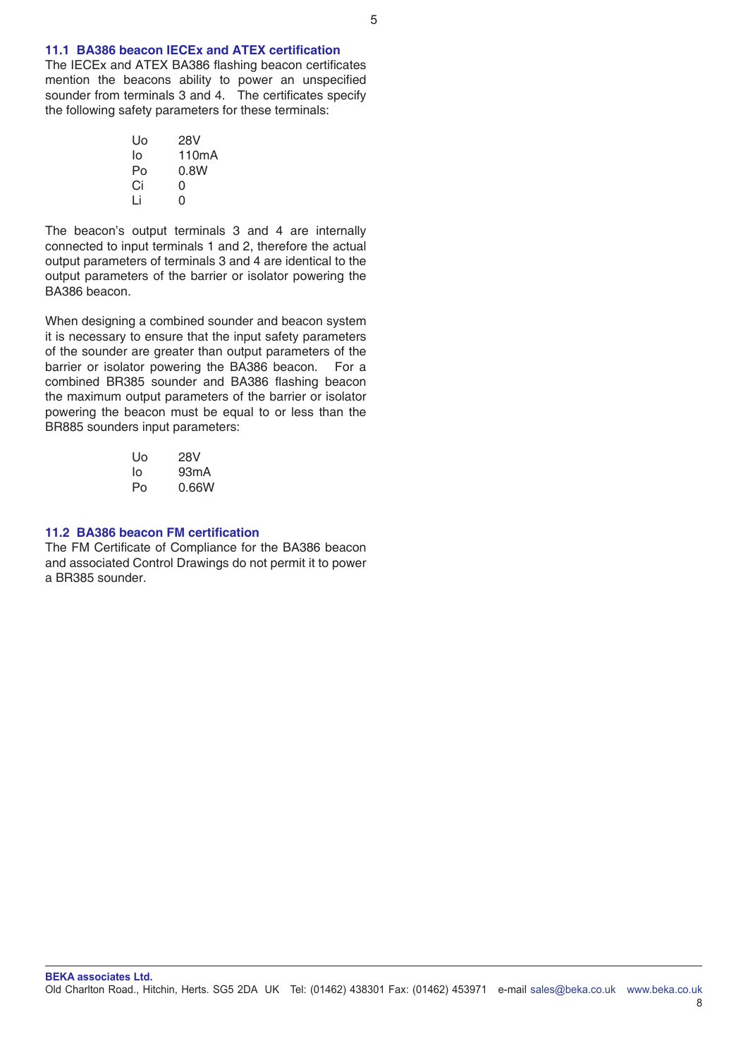## 11.1 BA386 beacon IECEx and ATEX certification

The IECEx and ATEX BA386 flashing beacon certificates mention the beacons ability to power an unspecified sounder from terminals 3 and 4. The certificates specify the following safety parameters for these terminals:

| | |
|---|---|
| Uo | 28V |
| Io | 110mA |
| Po | 0.8W |
| Ci | 0 |
| Li | 0 |

The beacon's output terminals 3 and 4 are internally connected to input terminals 1 and 2, therefore the actual output parameters of terminals 3 and 4 are identical to the output parameters of the barrier or isolator powering the BA386 beacon.

When designing a combined sounder and beacon system it is necessary to ensure that the input safety parameters of the sounder are greater than output parameters of the barrier or isolator powering the BA386 beacon. For a combined BR385 sounder and BA386 flashing beacon the maximum output parameters of the barrier or isolator powering the beacon must be equal to or less than the BR885 sounders input parameters:

| | |
|---|---|
| Uo | 28V |
| Io | 93mA |
| Po | 0.66W |

## 11.2 BA386 beacon FM certification

The FM Certificate of Compliance for the BA386 beacon and associated Control Drawings do not permit it to power a BR385 sounder.

**BEKA associates Ltd.**
Old Charlton Road., Hitchin, Herts. SG5 2DA UK Tel: (01462) 438301 Fax: (01462) 453971 e-mail sales@beka.co.uk www.beka.co.uk